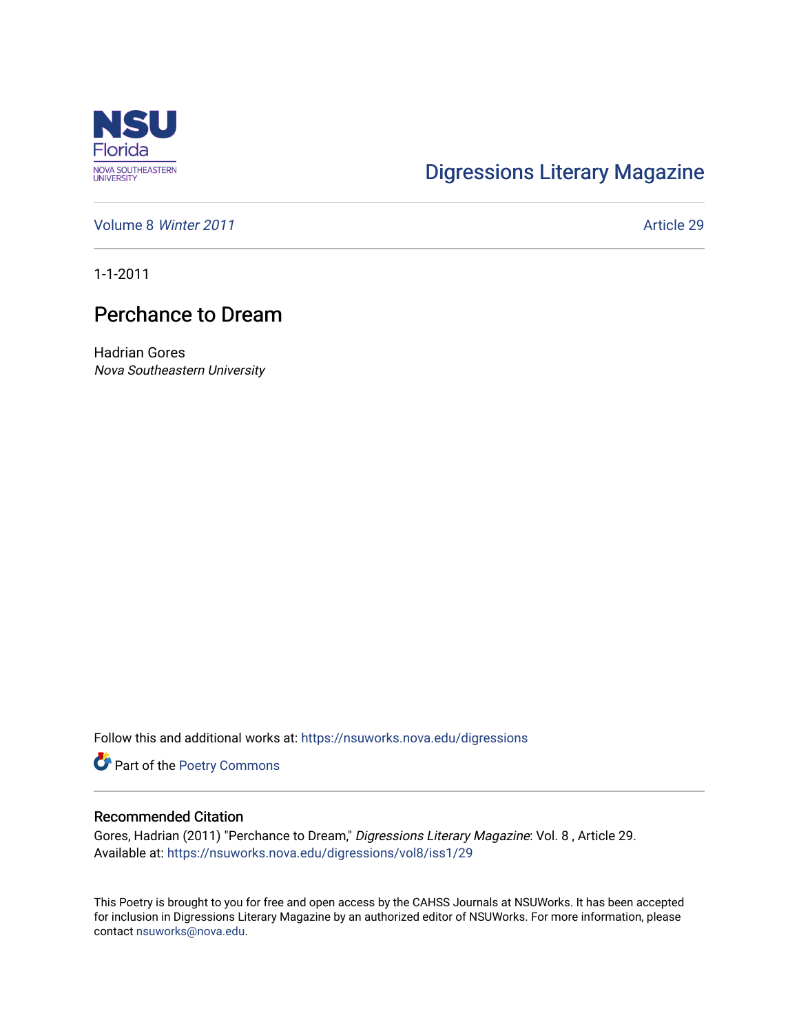Digressions Literary Magazine

Volume 8 *Winter 2011* | Article 29

1-1-2011

# Perchance to Dream

Hadrian Gores
*Nova Southeastern University*

Follow this and additional works at: https://nsuworks.nova.edu/digressions

Part of the Poetry Commons

## Recommended Citation

Gores, Hadrian (2011) "Perchance to Dream," *Digressions Literary Magazine*: Vol. 8 , Article 29.
Available at: https://nsuworks.nova.edu/digressions/vol8/iss1/29

This Poetry is brought to you for free and open access by the CAHSS Journals at NSUWorks. It has been accepted for inclusion in Digressions Literary Magazine by an authorized editor of NSUWorks. For more information, please contact nsuworks@nova.edu.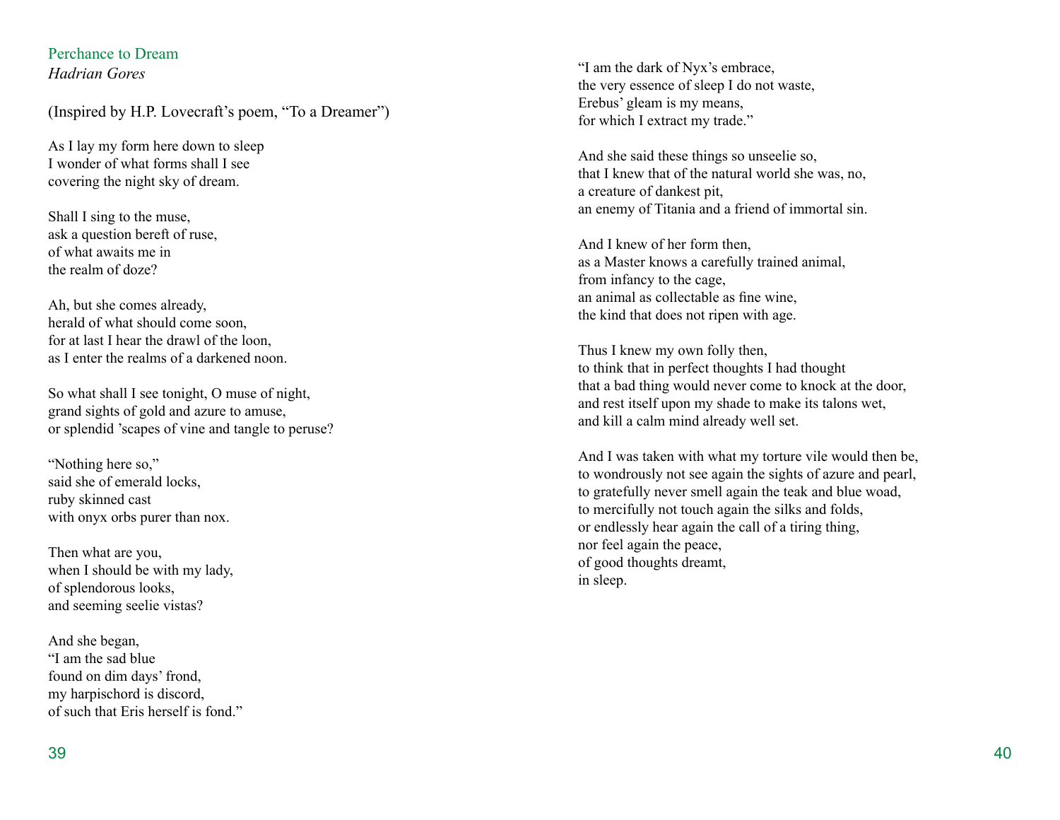## Perchance to Dream

*Hadrian Gores*

(Inspired by H.P. Lovecraft's poem, "To a Dreamer")

As I lay my form here down to sleep
I wonder of what forms shall I see
covering the night sky of dream.

Shall I sing to the muse,
ask a question bereft of ruse,
of what awaits me in
the realm of doze?

Ah, but she comes already,
herald of what should come soon,
for at last I hear the drawl of the loon,
as I enter the realms of a darkened noon.

So what shall I see tonight, O muse of night,
grand sights of gold and azure to amuse,
or splendid 'scapes of vine and tangle to peruse?

"Nothing here so,"
said she of emerald locks,
ruby skinned cast
with onyx orbs purer than nox.

Then what are you,
when I should be with my lady,
of splendorous looks,
and seeming seelie vistas?

And she began,
"I am the sad blue
found on dim days' frond,
my harpischord is discord,
of such that Eris herself is fond."

"I am the dark of Nyx's embrace,
the very essence of sleep I do not waste,
Erebus' gleam is my means,
for which I extract my trade."

And she said these things so unseelie so,
that I knew that of the natural world she was, no,
a creature of dankest pit,
an enemy of Titania and a friend of immortal sin.

And I knew of her form then,
as a Master knows a carefully trained animal,
from infancy to the cage,
an animal as collectable as fine wine,
the kind that does not ripen with age.

Thus I knew my own folly then,
to think that in perfect thoughts I had thought
that a bad thing would never come to knock at the door,
and rest itself upon my shade to make its talons wet,
and kill a calm mind already well set.

And I was taken with what my torture vile would then be,
to wondrously not see again the sights of azure and pearl,
to gratefully never smell again the teak and blue woad,
to mercifully not touch again the silks and folds,
or endlessly hear again the call of a tiring thing,
nor feel again the peace,
of good thoughts dreamt,
in sleep.